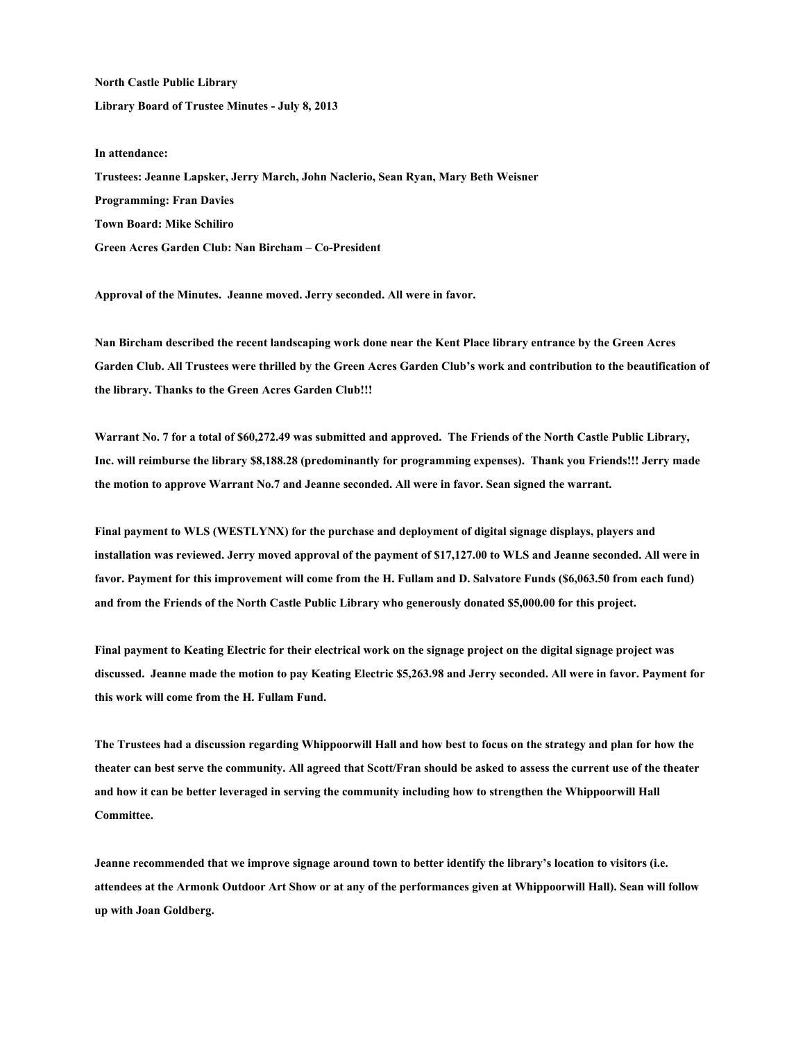**North Castle Public Library**

**Library Board of Trustee Minutes - July 8, 2013**

**In attendance:**

**Trustees: Jeanne Lapsker, Jerry March, John Naclerio, Sean Ryan, Mary Beth Weisner**

**Programming: Fran Davies**

**Town Board: Mike Schiliro**

**Green Acres Garden Club: Nan Bircham – Co-President**

**Approval of the Minutes. Jeanne moved. Jerry seconded. All were in favor.**

**Nan Bircham described the recent landscaping work done near the Kent Place library entrance by the Green Acres Garden Club. All Trustees were thrilled by the Green Acres Garden Club's work and contribution to the beautification of the library. Thanks to the Green Acres Garden Club!!!**

**Warrant No. 7 for a total of $60,272.49 was submitted and approved. The Friends of the North Castle Public Library, Inc. will reimburse the library $8,188.28 (predominantly for programming expenses). Thank you Friends!!! Jerry made the motion to approve Warrant No.7 and Jeanne seconded. All were in favor. Sean signed the warrant.**

**Final payment to WLS (WESTLYNX) for the purchase and deployment of digital signage displays, players and installation was reviewed. Jerry moved approval of the payment of $17,127.00 to WLS and Jeanne seconded. All were in favor. Payment for this improvement will come from the H. Fullam and D. Salvatore Funds ($6,063.50 from each fund) and from the Friends of the North Castle Public Library who generously donated $5,000.00 for this project.**

**Final payment to Keating Electric for their electrical work on the signage project on the digital signage project was discussed. Jeanne made the motion to pay Keating Electric $5,263.98 and Jerry seconded. All were in favor. Payment for this work will come from the H. Fullam Fund.**

**The Trustees had a discussion regarding Whippoorwill Hall and how best to focus on the strategy and plan for how the theater can best serve the community. All agreed that Scott/Fran should be asked to assess the current use of the theater and how it can be better leveraged in serving the community including how to strengthen the Whippoorwill Hall Committee.**

**Jeanne recommended that we improve signage around town to better identify the library's location to visitors (i.e. attendees at the Armonk Outdoor Art Show or at any of the performances given at Whippoorwill Hall). Sean will follow up with Joan Goldberg.**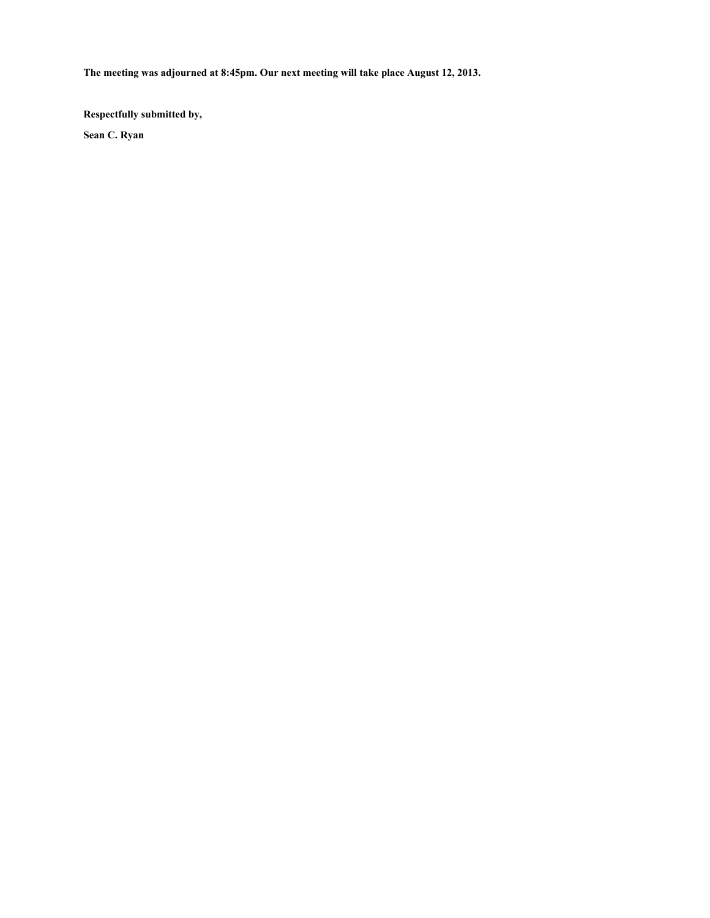**The meeting was adjourned at 8:45pm. Our next meeting will take place August 12, 2013.**

**Respectfully submitted by,**

**Sean C. Ryan**